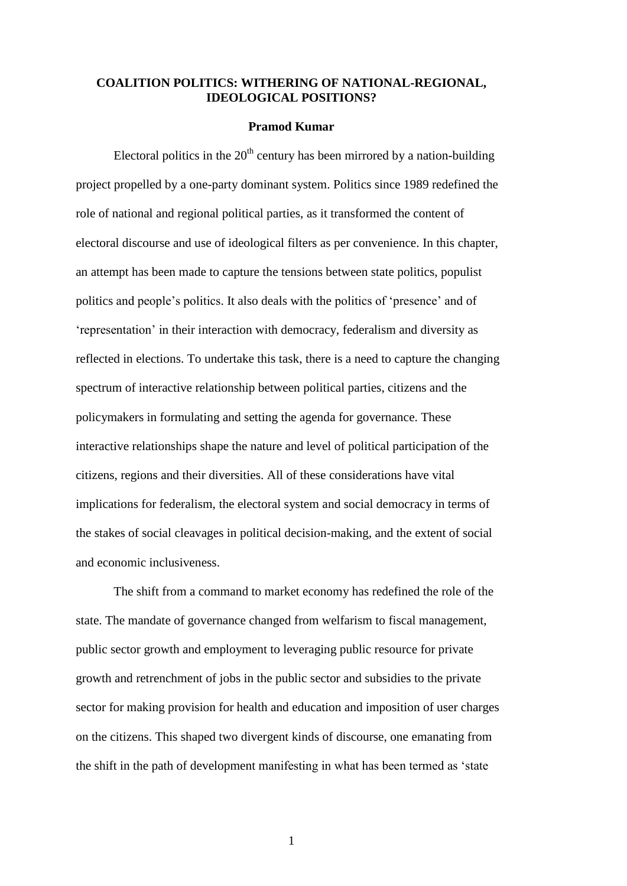# COALITION POLITICS: WITHERING OF NATIONAL-REGIONAL, IDEOLOGICAL POSITIONS?

**Pramod Kumar**

Electoral politics in the 20th century has been mirrored by a nation-building project propelled by a one-party dominant system. Politics since 1989 redefined the role of national and regional political parties, as it transformed the content of electoral discourse and use of ideological filters as per convenience. In this chapter, an attempt has been made to capture the tensions between state politics, populist politics and people's politics. It also deals with the politics of 'presence' and of 'representation' in their interaction with democracy, federalism and diversity as reflected in elections. To undertake this task, there is a need to capture the changing spectrum of interactive relationship between political parties, citizens and the policymakers in formulating and setting the agenda for governance. These interactive relationships shape the nature and level of political participation of the citizens, regions and their diversities. All of these considerations have vital implications for federalism, the electoral system and social democracy in terms of the stakes of social cleavages in political decision-making, and the extent of social and economic inclusiveness.

The shift from a command to market economy has redefined the role of the state. The mandate of governance changed from welfarism to fiscal management, public sector growth and employment to leveraging public resource for private growth and retrenchment of jobs in the public sector and subsidies to the private sector for making provision for health and education and imposition of user charges on the citizens. This shaped two divergent kinds of discourse, one emanating from the shift in the path of development manifesting in what has been termed as 'state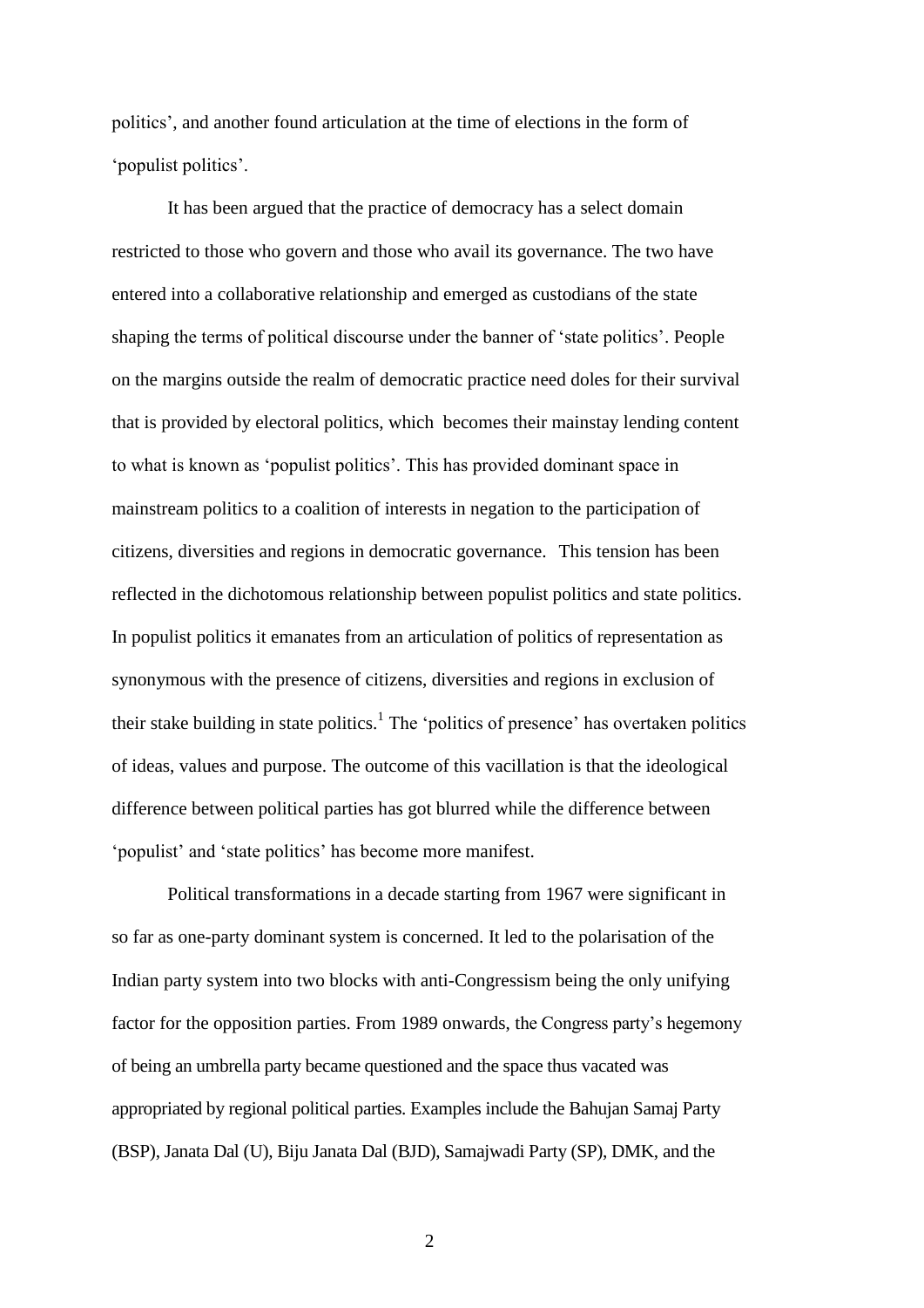politics', and another found articulation at the time of elections in the form of 'populist politics'.

It has been argued that the practice of democracy has a select domain restricted to those who govern and those who avail its governance. The two have entered into a collaborative relationship and emerged as custodians of the state shaping the terms of political discourse under the banner of 'state politics'. People on the margins outside the realm of democratic practice need doles for their survival that is provided by electoral politics, which becomes their mainstay lending content to what is known as 'populist politics'. This has provided dominant space in mainstream politics to a coalition of interests in negation to the participation of citizens, diversities and regions in democratic governance. This tension has been reflected in the dichotomous relationship between populist politics and state politics. In populist politics it emanates from an articulation of politics of representation as synonymous with the presence of citizens, diversities and regions in exclusion of their stake building in state politics.[1] The 'politics of presence' has overtaken politics of ideas, values and purpose. The outcome of this vacillation is that the ideological difference between political parties has got blurred while the difference between 'populist' and 'state politics' has become more manifest.

Political transformations in a decade starting from 1967 were significant in so far as one-party dominant system is concerned. It led to the polarisation of the Indian party system into two blocks with anti-Congressism being the only unifying factor for the opposition parties. From 1989 onwards, the Congress party's hegemony of being an umbrella party became questioned and the space thus vacated was appropriated by regional political parties. Examples include the Bahujan Samaj Party (BSP), Janata Dal (U), Biju Janata Dal (BJD), Samajwadi Party (SP), DMK, and the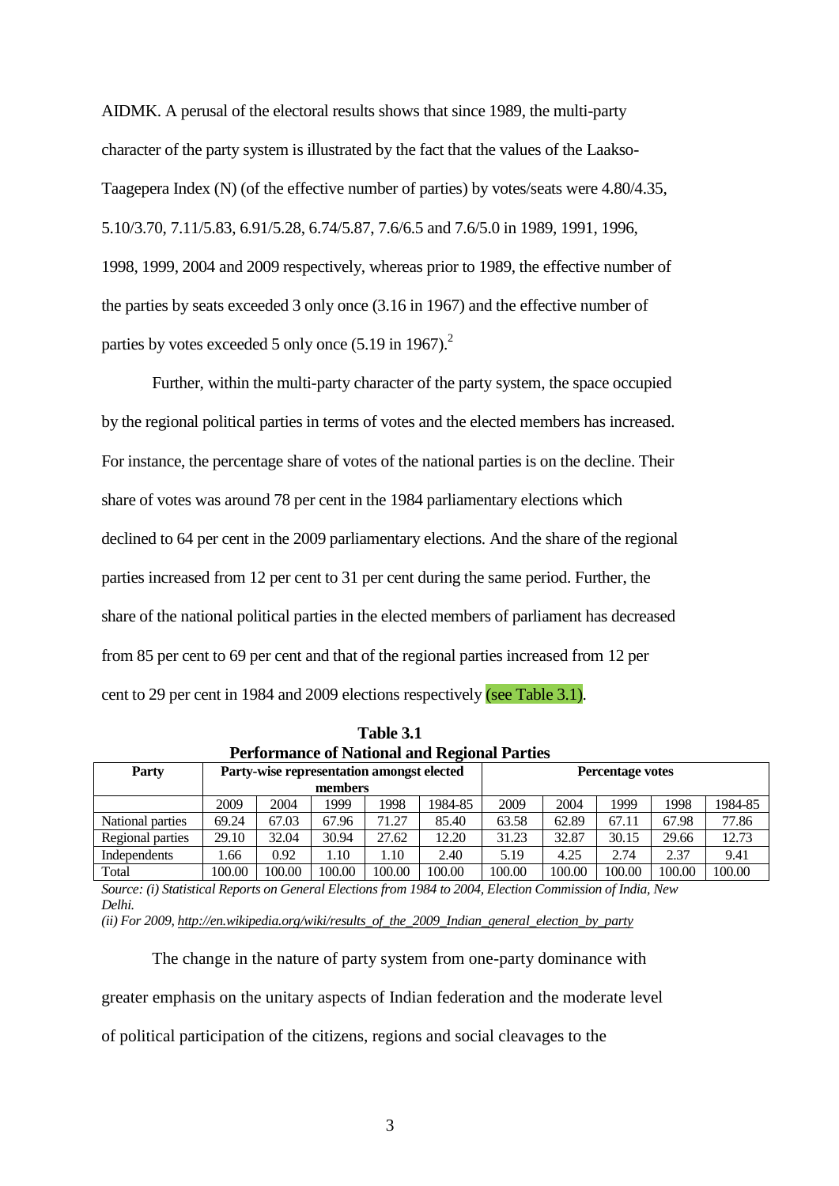AIDMK. A perusal of the electoral results shows that since 1989, the multi-party character of the party system is illustrated by the fact that the values of the Laakso-Taagepera Index (N) (of the effective number of parties) by votes/seats were 4.80/4.35, 5.10/3.70, 7.11/5.83, 6.91/5.28, 6.74/5.87, 7.6/6.5 and 7.6/5.0 in 1989, 1991, 1996, 1998, 1999, 2004 and 2009 respectively, whereas prior to 1989, the effective number of the parties by seats exceeded 3 only once (3.16 in 1967) and the effective number of parties by votes exceeded 5 only once (5.19 in 1967).[2]

Further, within the multi-party character of the party system, the space occupied by the regional political parties in terms of votes and the elected members has increased. For instance, the percentage share of votes of the national parties is on the decline. Their share of votes was around 78 per cent in the 1984 parliamentary elections which declined to 64 per cent in the 2009 parliamentary elections. And the share of the regional parties increased from 12 per cent to 31 per cent during the same period. Further, the share of the national political parties in the elected members of parliament has decreased from 85 per cent to 69 per cent and that of the regional parties increased from 12 per cent to 29 per cent in 1984 and 2009 elections respectively (see Table 3.1).

**Table 3.1**
**Performance of National and Regional Parties**

| Party | Party-wise representation amongst elected members | | | | | Percentage votes | | | | |
|---|---|---|---|---|---|---|---|---|---|---|
| | 2009 | 2004 | 1999 | 1998 | 1984-85 | 2009 | 2004 | 1999 | 1998 | 1984-85 |
| National parties | 69.24 | 67.03 | 67.96 | 71.27 | 85.40 | 63.58 | 62.89 | 67.11 | 67.98 | 77.86 |
| Regional parties | 29.10 | 32.04 | 30.94 | 27.62 | 12.20 | 31.23 | 32.87 | 30.15 | 29.66 | 12.73 |
| Independents | 1.66 | 0.92 | 1.10 | 1.10 | 2.40 | 5.19 | 4.25 | 2.74 | 2.37 | 9.41 |
| Total | 100.00 | 100.00 | 100.00 | 100.00 | 100.00 | 100.00 | 100.00 | 100.00 | 100.00 | 100.00 |

*Source: (i) Statistical Reports on General Elections from 1984 to 2004, Election Commission of India, New Delhi.*

*(ii) For 2009, http://en.wikipedia.org/wiki/results_of_the_2009_Indian_general_election_by_party*

The change in the nature of party system from one-party dominance with greater emphasis on the unitary aspects of Indian federation and the moderate level of political participation of the citizens, regions and social cleavages to the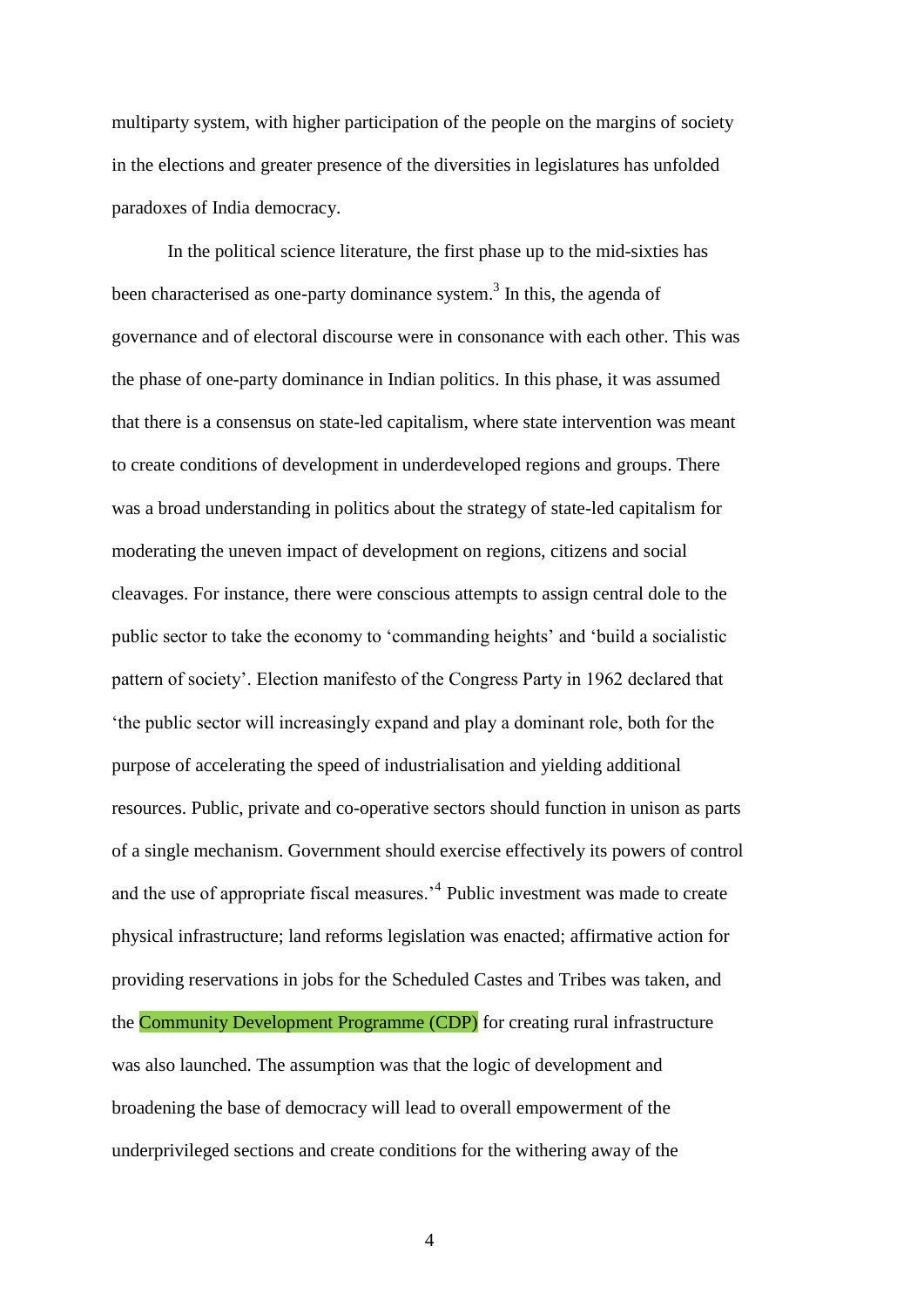multiparty system, with higher participation of the people on the margins of society in the elections and greater presence of the diversities in legislatures has unfolded paradoxes of India democracy.

In the political science literature, the first phase up to the mid-sixties has been characterised as one-party dominance system.[3] In this, the agenda of governance and of electoral discourse were in consonance with each other. This was the phase of one-party dominance in Indian politics. In this phase, it was assumed that there is a consensus on state-led capitalism, where state intervention was meant to create conditions of development in underdeveloped regions and groups. There was a broad understanding in politics about the strategy of state-led capitalism for moderating the uneven impact of development on regions, citizens and social cleavages. For instance, there were conscious attempts to assign central dole to the public sector to take the economy to 'commanding heights' and 'build a socialistic pattern of society'. Election manifesto of the Congress Party in 1962 declared that 'the public sector will increasingly expand and play a dominant role, both for the purpose of accelerating the speed of industrialisation and yielding additional resources. Public, private and co-operative sectors should function in unison as parts of a single mechanism. Government should exercise effectively its powers of control and the use of appropriate fiscal measures.'[4] Public investment was made to create physical infrastructure; land reforms legislation was enacted; affirmative action for providing reservations in jobs for the Scheduled Castes and Tribes was taken, and the Community Development Programme (CDP) for creating rural infrastructure was also launched. The assumption was that the logic of development and broadening the base of democracy will lead to overall empowerment of the underprivileged sections and create conditions for the withering away of the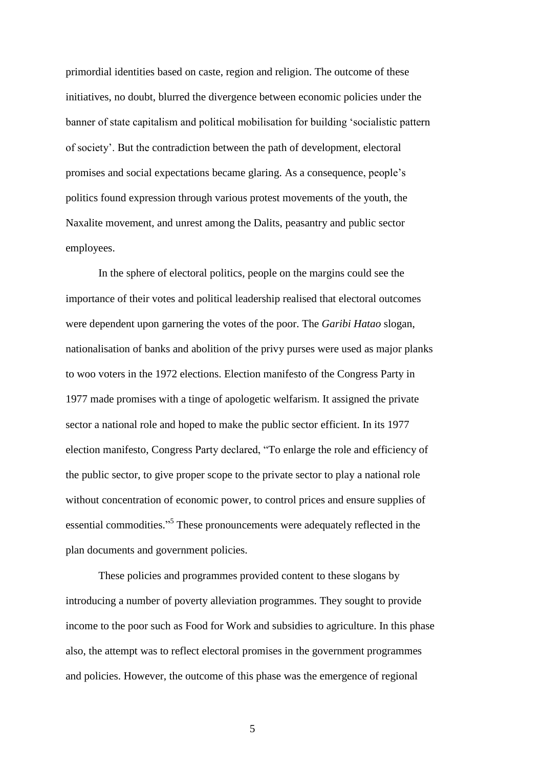primordial identities based on caste, region and religion. The outcome of these initiatives, no doubt, blurred the divergence between economic policies under the banner of state capitalism and political mobilisation for building 'socialistic pattern of society'. But the contradiction between the path of development, electoral promises and social expectations became glaring. As a consequence, people's politics found expression through various protest movements of the youth, the Naxalite movement, and unrest among the Dalits, peasantry and public sector employees.

In the sphere of electoral politics, people on the margins could see the importance of their votes and political leadership realised that electoral outcomes were dependent upon garnering the votes of the poor. The *Garibi Hatao* slogan, nationalisation of banks and abolition of the privy purses were used as major planks to woo voters in the 1972 elections. Election manifesto of the Congress Party in 1977 made promises with a tinge of apologetic welfarism. It assigned the private sector a national role and hoped to make the public sector efficient. In its 1977 election manifesto, Congress Party declared, "To enlarge the role and efficiency of the public sector, to give proper scope to the private sector to play a national role without concentration of economic power, to control prices and ensure supplies of essential commodities."[5] These pronouncements were adequately reflected in the plan documents and government policies.

These policies and programmes provided content to these slogans by introducing a number of poverty alleviation programmes. They sought to provide income to the poor such as Food for Work and subsidies to agriculture. In this phase also, the attempt was to reflect electoral promises in the government programmes and policies. However, the outcome of this phase was the emergence of regional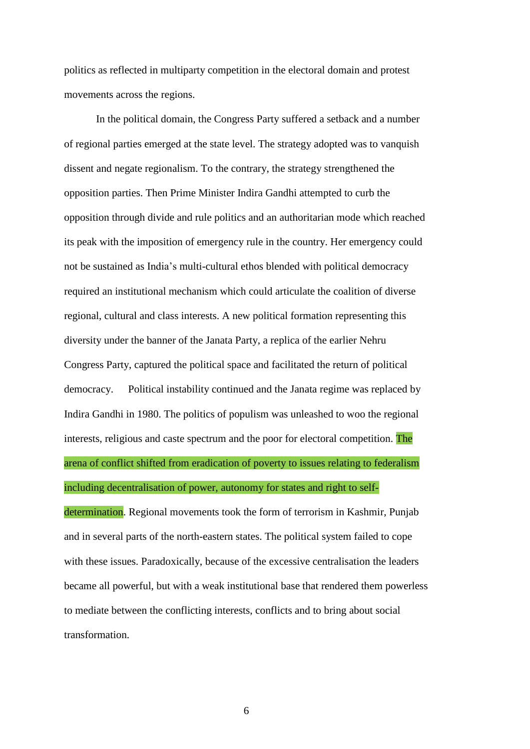politics as reflected in multiparty competition in the electoral domain and protest movements across the regions.

In the political domain, the Congress Party suffered a setback and a number of regional parties emerged at the state level. The strategy adopted was to vanquish dissent and negate regionalism. To the contrary, the strategy strengthened the opposition parties. Then Prime Minister Indira Gandhi attempted to curb the opposition through divide and rule politics and an authoritarian mode which reached its peak with the imposition of emergency rule in the country. Her emergency could not be sustained as India's multi-cultural ethos blended with political democracy required an institutional mechanism which could articulate the coalition of diverse regional, cultural and class interests. A new political formation representing this diversity under the banner of the Janata Party, a replica of the earlier Nehru Congress Party, captured the political space and facilitated the return of political democracy. Political instability continued and the Janata regime was replaced by Indira Gandhi in 1980. The politics of populism was unleashed to woo the regional interests, religious and caste spectrum and the poor for electoral competition. The arena of conflict shifted from eradication of poverty to issues relating to federalism including decentralisation of power, autonomy for states and right to self-determination. Regional movements took the form of terrorism in Kashmir, Punjab and in several parts of the north-eastern states. The political system failed to cope with these issues. Paradoxically, because of the excessive centralisation the leaders became all powerful, but with a weak institutional base that rendered them powerless to mediate between the conflicting interests, conflicts and to bring about social transformation.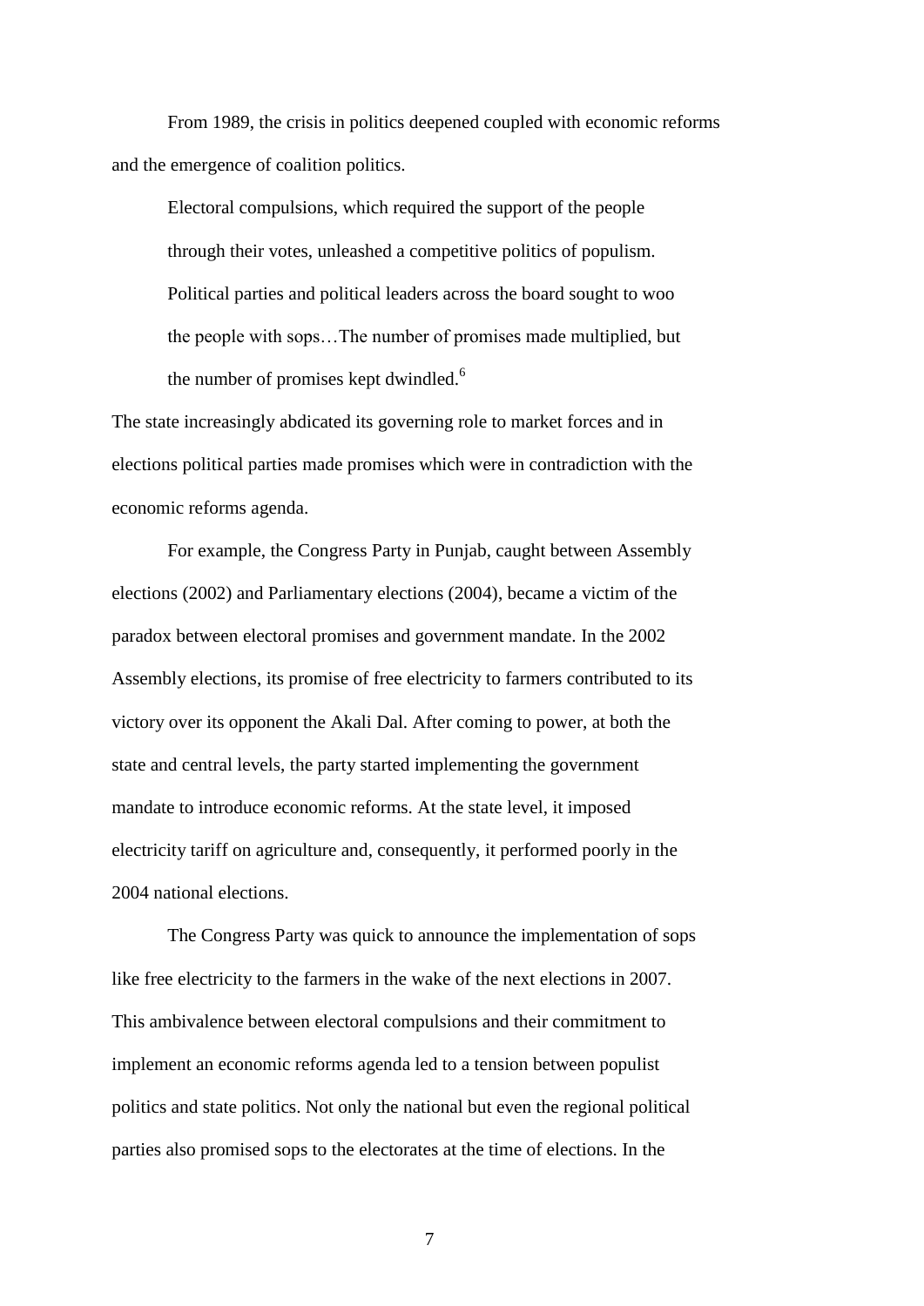From 1989, the crisis in politics deepened coupled with economic reforms and the emergence of coalition politics.

> Electoral compulsions, which required the support of the people through their votes, unleashed a competitive politics of populism. Political parties and political leaders across the board sought to woo the people with sops…The number of promises made multiplied, but the number of promises kept dwindled.[6]

The state increasingly abdicated its governing role to market forces and in elections political parties made promises which were in contradiction with the economic reforms agenda.

For example, the Congress Party in Punjab, caught between Assembly elections (2002) and Parliamentary elections (2004), became a victim of the paradox between electoral promises and government mandate. In the 2002 Assembly elections, its promise of free electricity to farmers contributed to its victory over its opponent the Akali Dal. After coming to power, at both the state and central levels, the party started implementing the government mandate to introduce economic reforms. At the state level, it imposed electricity tariff on agriculture and, consequently, it performed poorly in the 2004 national elections.

The Congress Party was quick to announce the implementation of sops like free electricity to the farmers in the wake of the next elections in 2007. This ambivalence between electoral compulsions and their commitment to implement an economic reforms agenda led to a tension between populist politics and state politics. Not only the national but even the regional political parties also promised sops to the electorates at the time of elections. In the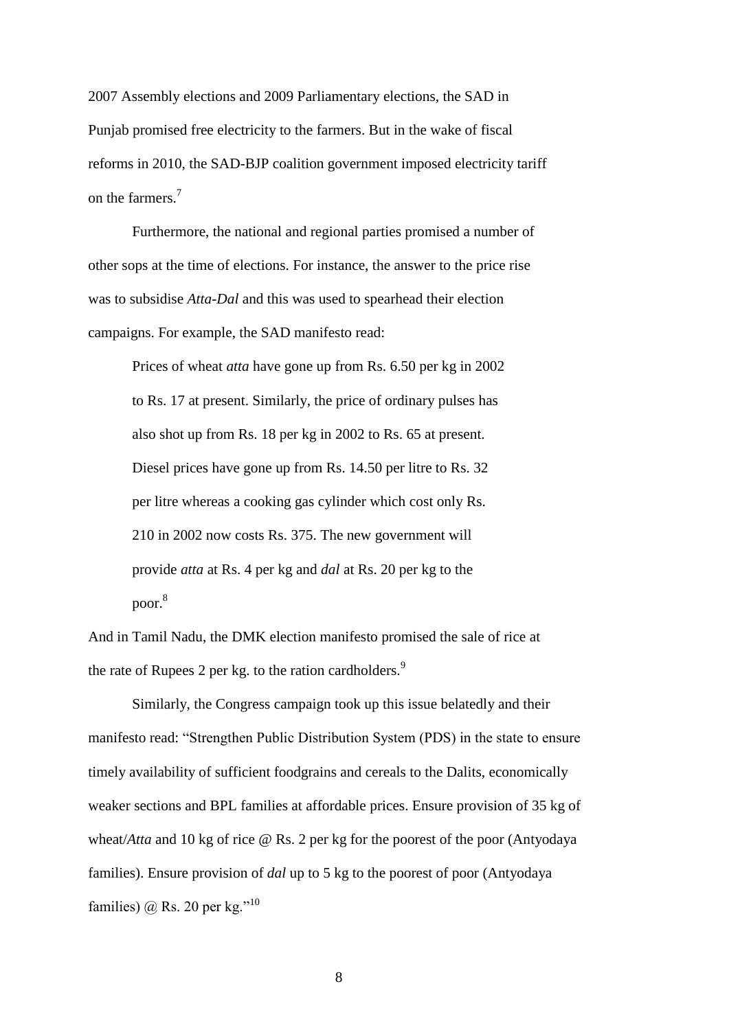2007 Assembly elections and 2009 Parliamentary elections, the SAD in Punjab promised free electricity to the farmers. But in the wake of fiscal reforms in 2010, the SAD-BJP coalition government imposed electricity tariff on the farmers.[7]

Furthermore, the national and regional parties promised a number of other sops at the time of elections. For instance, the answer to the price rise was to subsidise *Atta-Dal* and this was used to spearhead their election campaigns. For example, the SAD manifesto read:

> Prices of wheat *atta* have gone up from Rs. 6.50 per kg in 2002 to Rs. 17 at present. Similarly, the price of ordinary pulses has also shot up from Rs. 18 per kg in 2002 to Rs. 65 at present. Diesel prices have gone up from Rs. 14.50 per litre to Rs. 32 per litre whereas a cooking gas cylinder which cost only Rs. 210 in 2002 now costs Rs. 375. The new government will provide *atta* at Rs. 4 per kg and *dal* at Rs. 20 per kg to the poor.[8]

And in Tamil Nadu, the DMK election manifesto promised the sale of rice at the rate of Rupees 2 per kg. to the ration cardholders.[9]

Similarly, the Congress campaign took up this issue belatedly and their manifesto read: "Strengthen Public Distribution System (PDS) in the state to ensure timely availability of sufficient foodgrains and cereals to the Dalits, economically weaker sections and BPL families at affordable prices. Ensure provision of 35 kg of wheat/*Atta* and 10 kg of rice @ Rs. 2 per kg for the poorest of the poor (Antyodaya families). Ensure provision of *dal* up to 5 kg to the poorest of poor (Antyodaya families) @ Rs. 20 per kg."[10]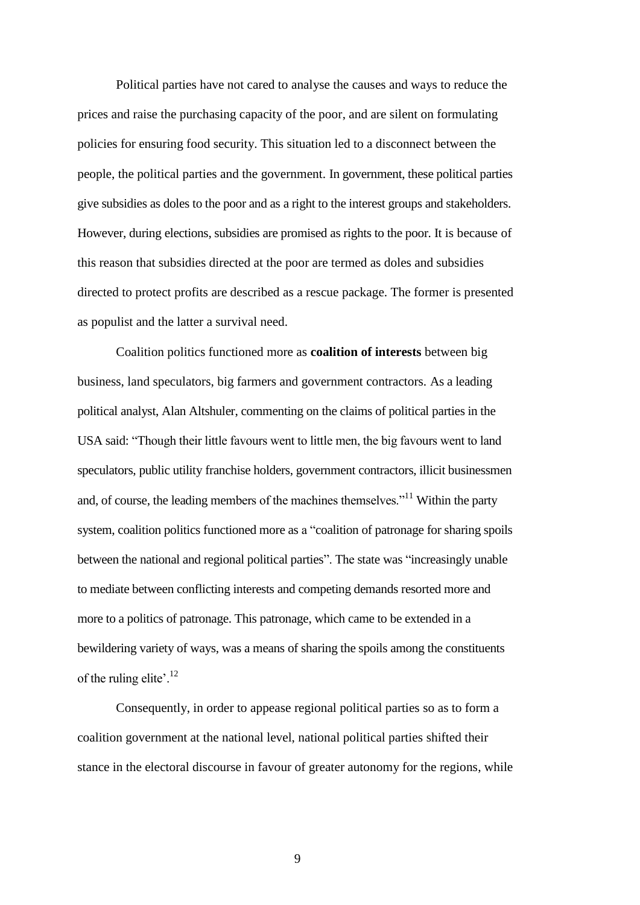Political parties have not cared to analyse the causes and ways to reduce the prices and raise the purchasing capacity of the poor, and are silent on formulating policies for ensuring food security. This situation led to a disconnect between the people, the political parties and the government. In government, these political parties give subsidies as doles to the poor and as a right to the interest groups and stakeholders. However, during elections, subsidies are promised as rights to the poor. It is because of this reason that subsidies directed at the poor are termed as doles and subsidies directed to protect profits are described as a rescue package. The former is presented as populist and the latter a survival need.

Coalition politics functioned more as **coalition of interests** between big business, land speculators, big farmers and government contractors. As a leading political analyst, Alan Altshuler, commenting on the claims of political parties in the USA said: "Though their little favours went to little men, the big favours went to land speculators, public utility franchise holders, government contractors, illicit businessmen and, of course, the leading members of the machines themselves."[11] Within the party system, coalition politics functioned more as a "coalition of patronage for sharing spoils between the national and regional political parties". The state was "increasingly unable to mediate between conflicting interests and competing demands resorted more and more to a politics of patronage. This patronage, which came to be extended in a bewildering variety of ways, was a means of sharing the spoils among the constituents of the ruling elite'.[12]

Consequently, in order to appease regional political parties so as to form a coalition government at the national level, national political parties shifted their stance in the electoral discourse in favour of greater autonomy for the regions, while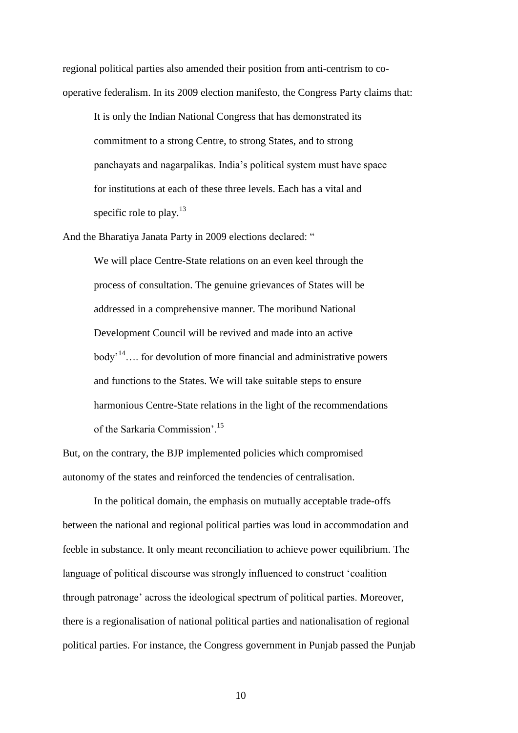regional political parties also amended their position from anti-centrism to co-operative federalism. In its 2009 election manifesto, the Congress Party claims that:

> It is only the Indian National Congress that has demonstrated its commitment to a strong Centre, to strong States, and to strong panchayats and nagarpalikas. India's political system must have space for institutions at each of these three levels. Each has a vital and specific role to play.[13]

And the Bharatiya Janata Party in 2009 elections declared: "

> We will place Centre-State relations on an even keel through the process of consultation. The genuine grievances of States will be addressed in a comprehensive manner. The moribund National Development Council will be revived and made into an active body'[14]…. for devolution of more financial and administrative powers and functions to the States. We will take suitable steps to ensure harmonious Centre-State relations in the light of the recommendations of the Sarkaria Commission'.[15]

But, on the contrary, the BJP implemented policies which compromised autonomy of the states and reinforced the tendencies of centralisation.

In the political domain, the emphasis on mutually acceptable trade-offs between the national and regional political parties was loud in accommodation and feeble in substance. It only meant reconciliation to achieve power equilibrium. The language of political discourse was strongly influenced to construct 'coalition through patronage' across the ideological spectrum of political parties. Moreover, there is a regionalisation of national political parties and nationalisation of regional political parties. For instance, the Congress government in Punjab passed the Punjab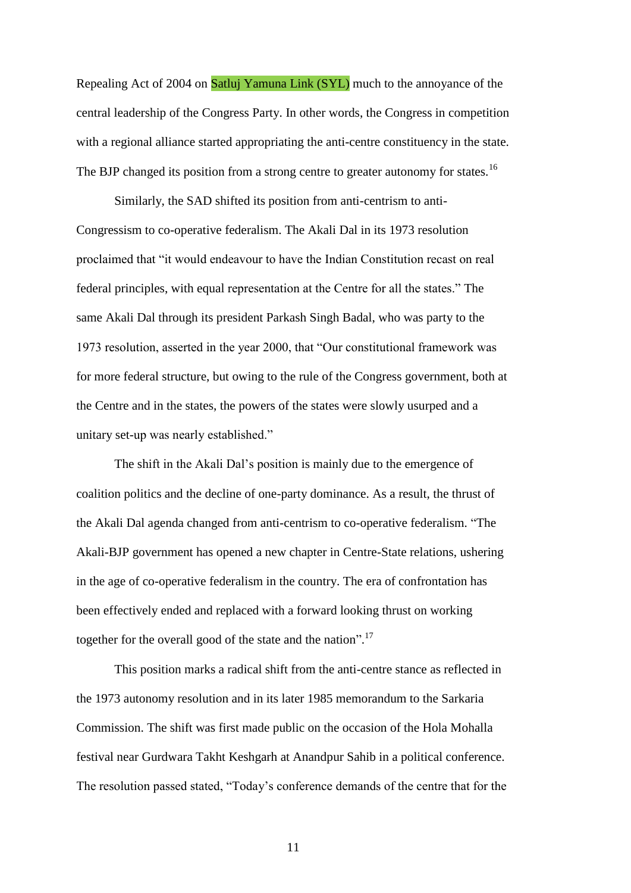Repealing Act of 2004 on Satluj Yamuna Link (SYL) much to the annoyance of the central leadership of the Congress Party. In other words, the Congress in competition with a regional alliance started appropriating the anti-centre constituency in the state. The BJP changed its position from a strong centre to greater autonomy for states.[16]

Similarly, the SAD shifted its position from anti-centrism to anti-Congressism to co-operative federalism. The Akali Dal in its 1973 resolution proclaimed that "it would endeavour to have the Indian Constitution recast on real federal principles, with equal representation at the Centre for all the states." The same Akali Dal through its president Parkash Singh Badal, who was party to the 1973 resolution, asserted in the year 2000, that "Our constitutional framework was for more federal structure, but owing to the rule of the Congress government, both at the Centre and in the states, the powers of the states were slowly usurped and a unitary set-up was nearly established."

The shift in the Akali Dal's position is mainly due to the emergence of coalition politics and the decline of one-party dominance. As a result, the thrust of the Akali Dal agenda changed from anti-centrism to co-operative federalism. "The Akali-BJP government has opened a new chapter in Centre-State relations, ushering in the age of co-operative federalism in the country. The era of confrontation has been effectively ended and replaced with a forward looking thrust on working together for the overall good of the state and the nation".[17]

This position marks a radical shift from the anti-centre stance as reflected in the 1973 autonomy resolution and in its later 1985 memorandum to the Sarkaria Commission. The shift was first made public on the occasion of the Hola Mohalla festival near Gurdwara Takht Keshgarh at Anandpur Sahib in a political conference. The resolution passed stated, "Today's conference demands of the centre that for the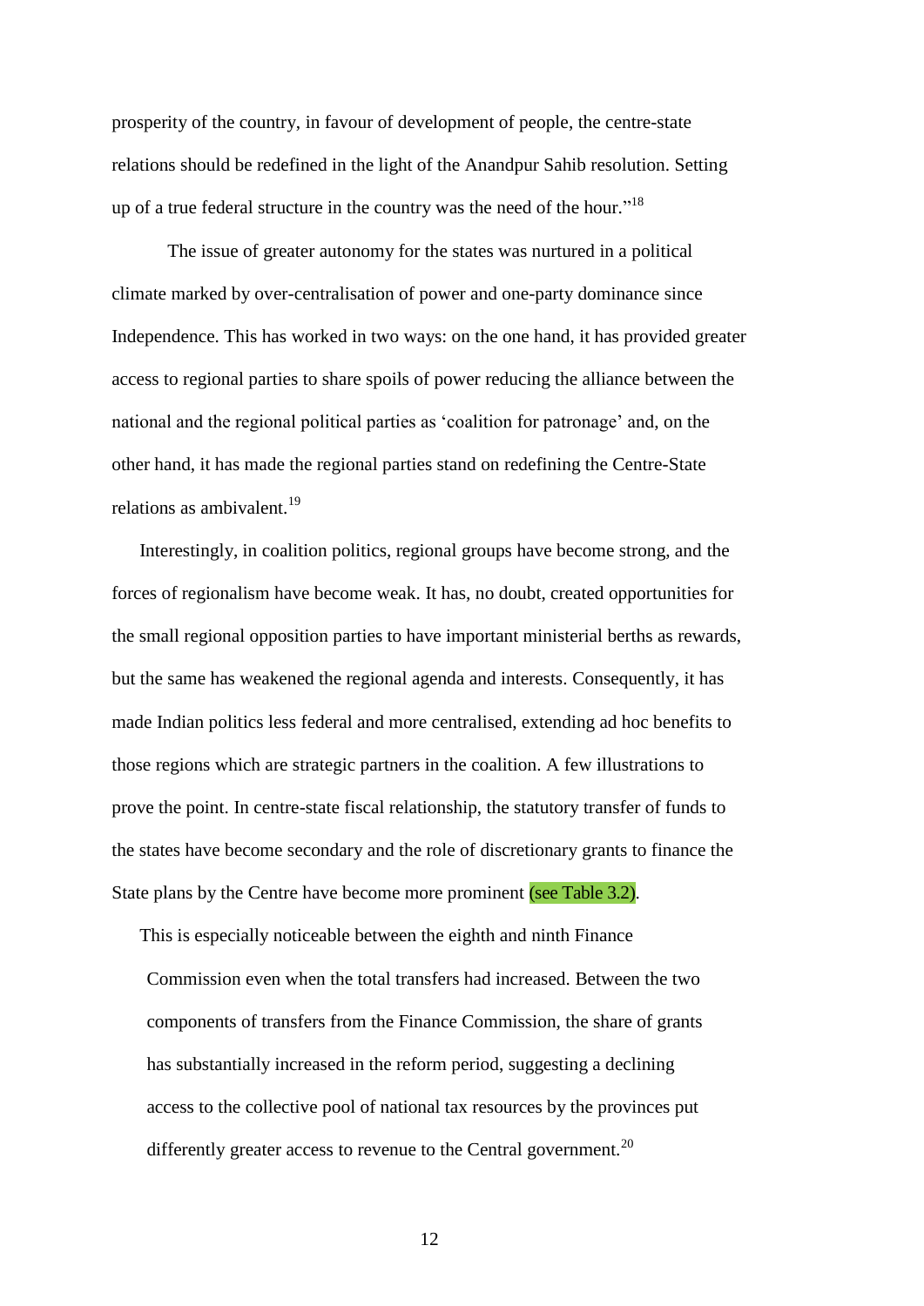prosperity of the country, in favour of development of people, the centre-state relations should be redefined in the light of the Anandpur Sahib resolution. Setting up of a true federal structure in the country was the need of the hour."[18]

The issue of greater autonomy for the states was nurtured in a political climate marked by over-centralisation of power and one-party dominance since Independence. This has worked in two ways: on the one hand, it has provided greater access to regional parties to share spoils of power reducing the alliance between the national and the regional political parties as 'coalition for patronage' and, on the other hand, it has made the regional parties stand on redefining the Centre-State relations as ambivalent.[19]

Interestingly, in coalition politics, regional groups have become strong, and the forces of regionalism have become weak. It has, no doubt, created opportunities for the small regional opposition parties to have important ministerial berths as rewards, but the same has weakened the regional agenda and interests. Consequently, it has made Indian politics less federal and more centralised, extending ad hoc benefits to those regions which are strategic partners in the coalition. A few illustrations to prove the point. In centre-state fiscal relationship, the statutory transfer of funds to the states have become secondary and the role of discretionary grants to finance the State plans by the Centre have become more prominent (see Table 3.2).

> This is especially noticeable between the eighth and ninth Finance Commission even when the total transfers had increased. Between the two components of transfers from the Finance Commission, the share of grants has substantially increased in the reform period, suggesting a declining access to the collective pool of national tax resources by the provinces put differently greater access to revenue to the Central government.[20]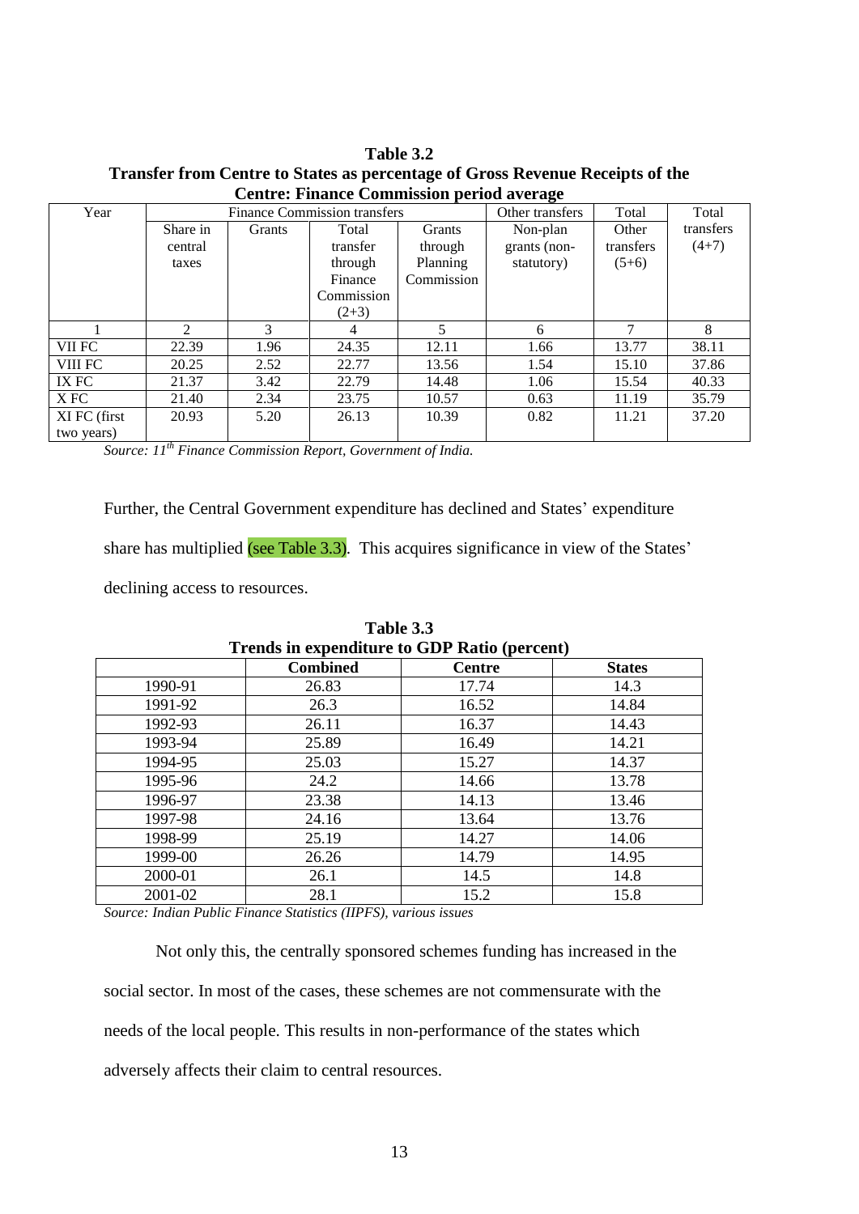**Table 3.2**
**Transfer from Centre to States as percentage of Gross Revenue Receipts of the Centre: Finance Commission period average**

| Year | Finance Commission transfers | | | | Other transfers | Total | Total |
|---|---|---|---|---|---|---|---|
| | Share in central taxes | Grants | Total transfer through Finance Commission (2+3) | Grants through Planning Commission | Non-plan grants (non-statutory) | Other transfers (5+6) | transfers (4+7) |
| 1 | 2 | 3 | 4 | 5 | 6 | 7 | 8 |
| VII FC | 22.39 | 1.96 | 24.35 | 12.11 | 1.66 | 13.77 | 38.11 |
| VIII FC | 20.25 | 2.52 | 22.77 | 13.56 | 1.54 | 15.10 | 37.86 |
| IX FC | 21.37 | 3.42 | 22.79 | 14.48 | 1.06 | 15.54 | 40.33 |
| X FC | 21.40 | 2.34 | 23.75 | 10.57 | 0.63 | 11.19 | 35.79 |
| XI FC (first two years) | 20.93 | 5.20 | 26.13 | 10.39 | 0.82 | 11.21 | 37.20 |

*Source: 11th Finance Commission Report, Government of India.*

Further, the Central Government expenditure has declined and States' expenditure share has multiplied (see Table 3.3). This acquires significance in view of the States' declining access to resources.

**Table 3.3**
**Trends in expenditure to GDP Ratio (percent)**

| | Combined | Centre | States |
|---|---|---|---|
| 1990-91 | 26.83 | 17.74 | 14.3 |
| 1991-92 | 26.3 | 16.52 | 14.84 |
| 1992-93 | 26.11 | 16.37 | 14.43 |
| 1993-94 | 25.89 | 16.49 | 14.21 |
| 1994-95 | 25.03 | 15.27 | 14.37 |
| 1995-96 | 24.2 | 14.66 | 13.78 |
| 1996-97 | 23.38 | 14.13 | 13.46 |
| 1997-98 | 24.16 | 13.64 | 13.76 |
| 1998-99 | 25.19 | 14.27 | 14.06 |
| 1999-00 | 26.26 | 14.79 | 14.95 |
| 2000-01 | 26.1 | 14.5 | 14.8 |
| 2001-02 | 28.1 | 15.2 | 15.8 |

*Source: Indian Public Finance Statistics (IIPFS), various issues*

Not only this, the centrally sponsored schemes funding has increased in the social sector. In most of the cases, these schemes are not commensurate with the needs of the local people. This results in non-performance of the states which adversely affects their claim to central resources.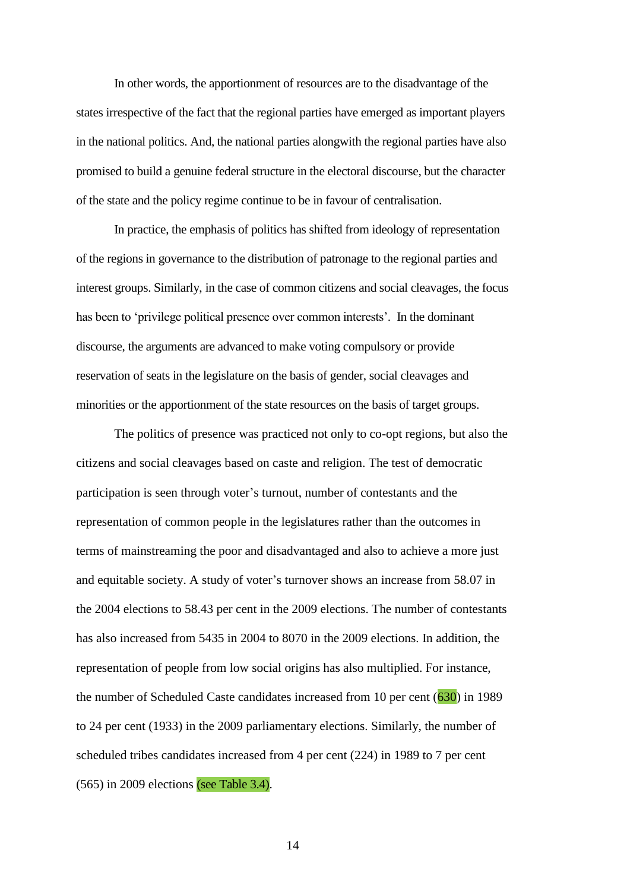In other words, the apportionment of resources are to the disadvantage of the states irrespective of the fact that the regional parties have emerged as important players in the national politics. And, the national parties alongwith the regional parties have also promised to build a genuine federal structure in the electoral discourse, but the character of the state and the policy regime continue to be in favour of centralisation.

In practice, the emphasis of politics has shifted from ideology of representation of the regions in governance to the distribution of patronage to the regional parties and interest groups. Similarly, in the case of common citizens and social cleavages, the focus has been to 'privilege political presence over common interests'. In the dominant discourse, the arguments are advanced to make voting compulsory or provide reservation of seats in the legislature on the basis of gender, social cleavages and minorities or the apportionment of the state resources on the basis of target groups.

The politics of presence was practiced not only to co-opt regions, but also the citizens and social cleavages based on caste and religion. The test of democratic participation is seen through voter's turnout, number of contestants and the representation of common people in the legislatures rather than the outcomes in terms of mainstreaming the poor and disadvantaged and also to achieve a more just and equitable society. A study of voter's turnover shows an increase from 58.07 in the 2004 elections to 58.43 per cent in the 2009 elections. The number of contestants has also increased from 5435 in 2004 to 8070 in the 2009 elections. In addition, the representation of people from low social origins has also multiplied. For instance, the number of Scheduled Caste candidates increased from 10 per cent (630) in 1989 to 24 per cent (1933) in the 2009 parliamentary elections. Similarly, the number of scheduled tribes candidates increased from 4 per cent (224) in 1989 to 7 per cent (565) in 2009 elections (see Table 3.4).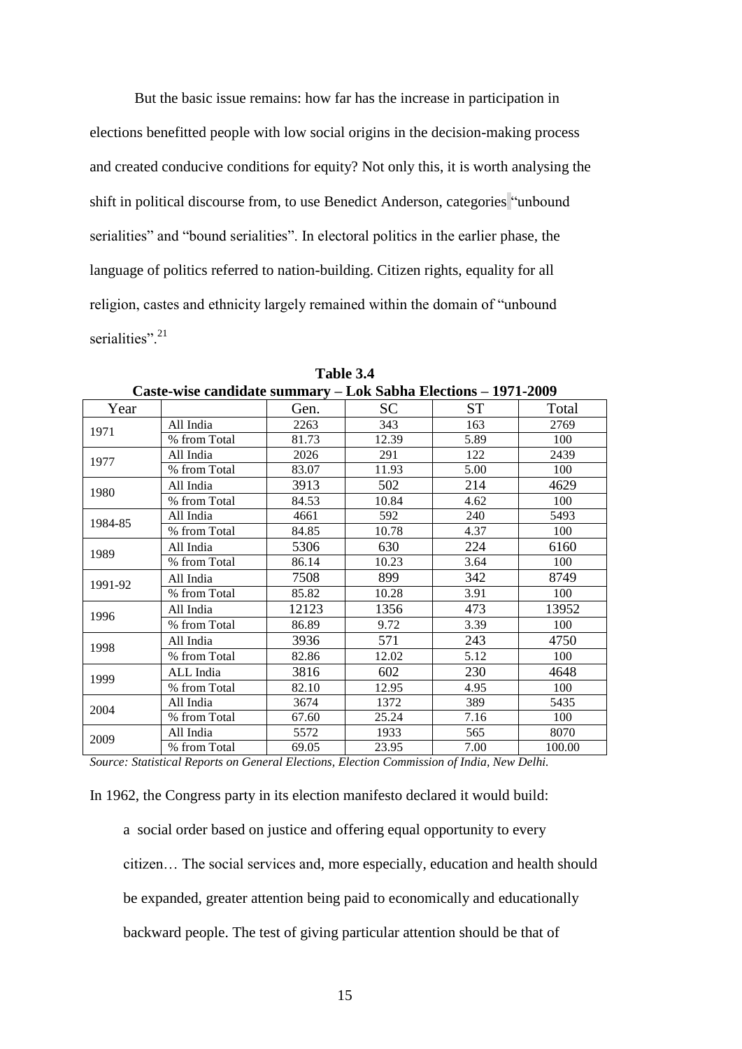But the basic issue remains: how far has the increase in participation in elections benefitted people with low social origins in the decision-making process and created conducive conditions for equity? Not only this, it is worth analysing the shift in political discourse from, to use Benedict Anderson, categories "unbound serialities" and "bound serialities". In electoral politics in the earlier phase, the language of politics referred to nation-building. Citizen rights, equality for all religion, castes and ethnicity largely remained within the domain of "unbound serialities".[21]

**Table 3.4**
**Caste-wise candidate summary – Lok Sabha Elections – 1971-2009**

| Year | | Gen. | SC | ST | Total |
|---|---|---|---|---|---|
| 1971 | All India | 2263 | 343 | 163 | 2769 |
| | % from Total | 81.73 | 12.39 | 5.89 | 100 |
| 1977 | All India | 2026 | 291 | 122 | 2439 |
| | % from Total | 83.07 | 11.93 | 5.00 | 100 |
| 1980 | All India | 3913 | 502 | 214 | 4629 |
| | % from Total | 84.53 | 10.84 | 4.62 | 100 |
| 1984-85 | All India | 4661 | 592 | 240 | 5493 |
| | % from Total | 84.85 | 10.78 | 4.37 | 100 |
| 1989 | All India | 5306 | 630 | 224 | 6160 |
| | % from Total | 86.14 | 10.23 | 3.64 | 100 |
| 1991-92 | All India | 7508 | 899 | 342 | 8749 |
| | % from Total | 85.82 | 10.28 | 3.91 | 100 |
| 1996 | All India | 12123 | 1356 | 473 | 13952 |
| | % from Total | 86.89 | 9.72 | 3.39 | 100 |
| 1998 | All India | 3936 | 571 | 243 | 4750 |
| | % from Total | 82.86 | 12.02 | 5.12 | 100 |
| 1999 | ALL India | 3816 | 602 | 230 | 4648 |
| | % from Total | 82.10 | 12.95 | 4.95 | 100 |
| 2004 | All India | 3674 | 1372 | 389 | 5435 |
| | % from Total | 67.60 | 25.24 | 7.16 | 100 |
| 2009 | All India | 5572 | 1933 | 565 | 8070 |
| | % from Total | 69.05 | 23.95 | 7.00 | 100.00 |

*Source: Statistical Reports on General Elections, Election Commission of India, New Delhi.*

In 1962, the Congress party in its election manifesto declared it would build:

> a social order based on justice and offering equal opportunity to every citizen… The social services and, more especially, education and health should be expanded, greater attention being paid to economically and educationally backward people. The test of giving particular attention should be that of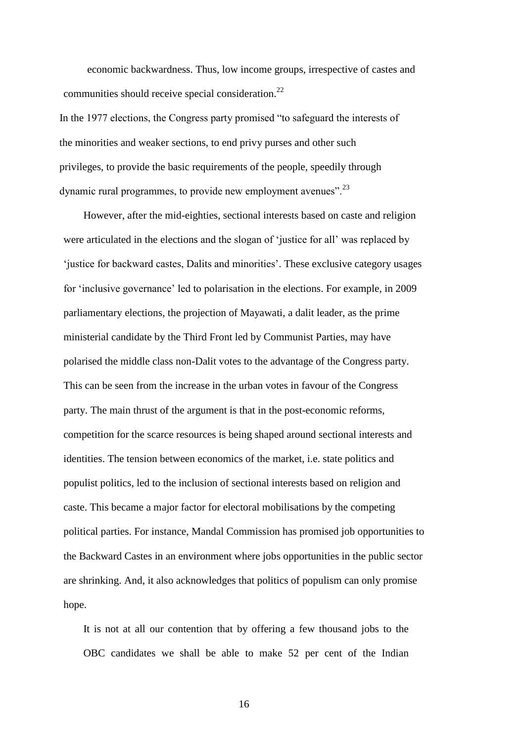economic backwardness. Thus, low income groups, irrespective of castes and communities should receive special consideration.[22]

In the 1977 elections, the Congress party promised "to safeguard the interests of the minorities and weaker sections, to end privy purses and other such privileges, to provide the basic requirements of the people, speedily through dynamic rural programmes, to provide new employment avenues".[23]

However, after the mid-eighties, sectional interests based on caste and religion were articulated in the elections and the slogan of 'justice for all' was replaced by 'justice for backward castes, Dalits and minorities'. These exclusive category usages for 'inclusive governance' led to polarisation in the elections. For example, in 2009 parliamentary elections, the projection of Mayawati, a dalit leader, as the prime ministerial candidate by the Third Front led by Communist Parties, may have polarised the middle class non-Dalit votes to the advantage of the Congress party. This can be seen from the increase in the urban votes in favour of the Congress party. The main thrust of the argument is that in the post-economic reforms, competition for the scarce resources is being shaped around sectional interests and identities. The tension between economics of the market, i.e. state politics and populist politics, led to the inclusion of sectional interests based on religion and caste. This became a major factor for electoral mobilisations by the competing political parties. For instance, Mandal Commission has promised job opportunities to the Backward Castes in an environment where jobs opportunities in the public sector are shrinking. And, it also acknowledges that politics of populism can only promise hope.

> It is not at all our contention that by offering a few thousand jobs to the OBC candidates we shall be able to make 52 per cent of the Indian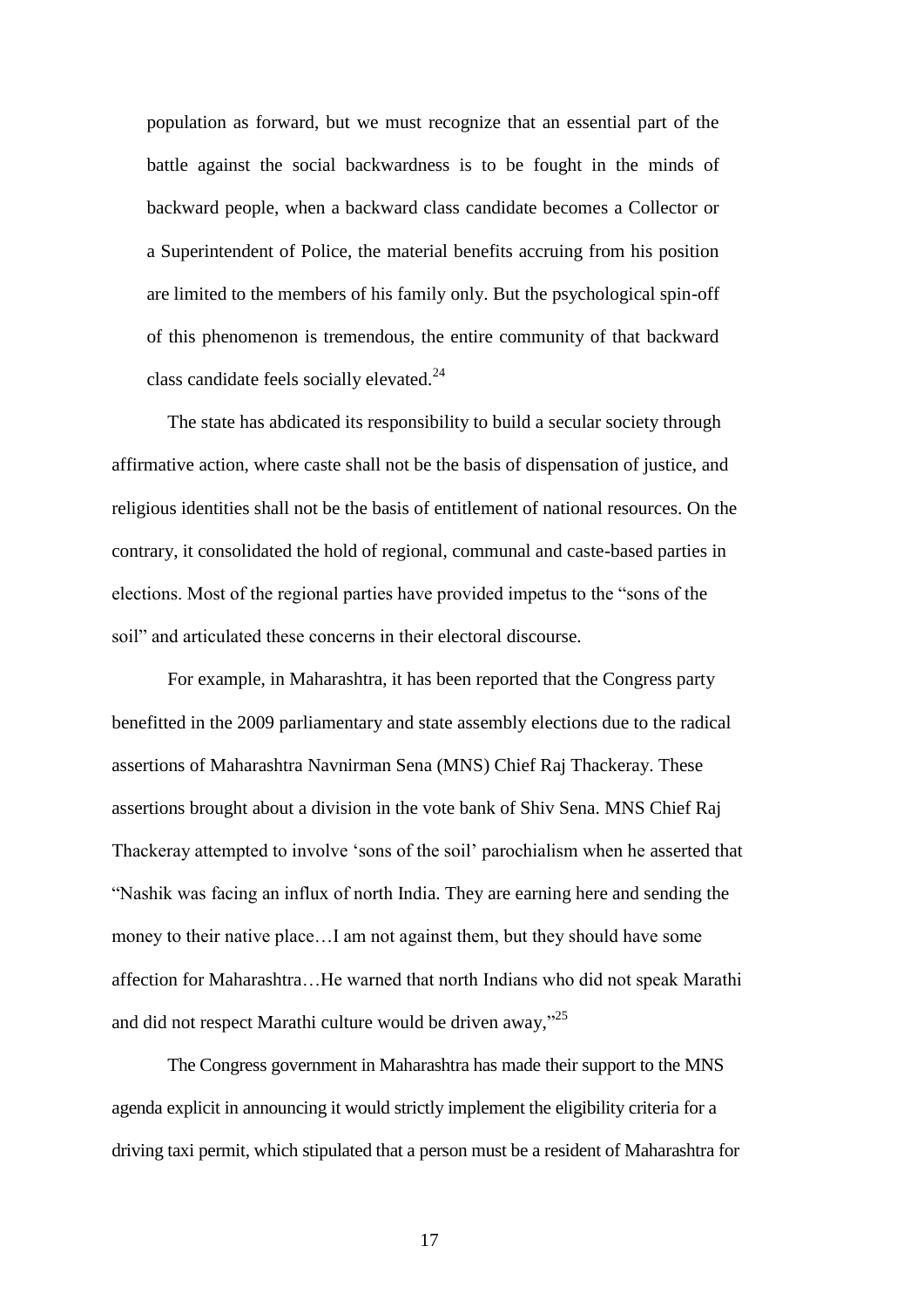population as forward, but we must recognize that an essential part of the battle against the social backwardness is to be fought in the minds of backward people, when a backward class candidate becomes a Collector or a Superintendent of Police, the material benefits accruing from his position are limited to the members of his family only. But the psychological spin-off of this phenomenon is tremendous, the entire community of that backward class candidate feels socially elevated.[24]

The state has abdicated its responsibility to build a secular society through affirmative action, where caste shall not be the basis of dispensation of justice, and religious identities shall not be the basis of entitlement of national resources. On the contrary, it consolidated the hold of regional, communal and caste-based parties in elections. Most of the regional parties have provided impetus to the "sons of the soil" and articulated these concerns in their electoral discourse.

For example, in Maharashtra, it has been reported that the Congress party benefitted in the 2009 parliamentary and state assembly elections due to the radical assertions of Maharashtra Navnirman Sena (MNS) Chief Raj Thackeray. These assertions brought about a division in the vote bank of Shiv Sena. MNS Chief Raj Thackeray attempted to involve 'sons of the soil' parochialism when he asserted that "Nashik was facing an influx of north India. They are earning here and sending the money to their native place…I am not against them, but they should have some affection for Maharashtra…He warned that north Indians who did not speak Marathi and did not respect Marathi culture would be driven away,"[25]

The Congress government in Maharashtra has made their support to the MNS agenda explicit in announcing it would strictly implement the eligibility criteria for a driving taxi permit, which stipulated that a person must be a resident of Maharashtra for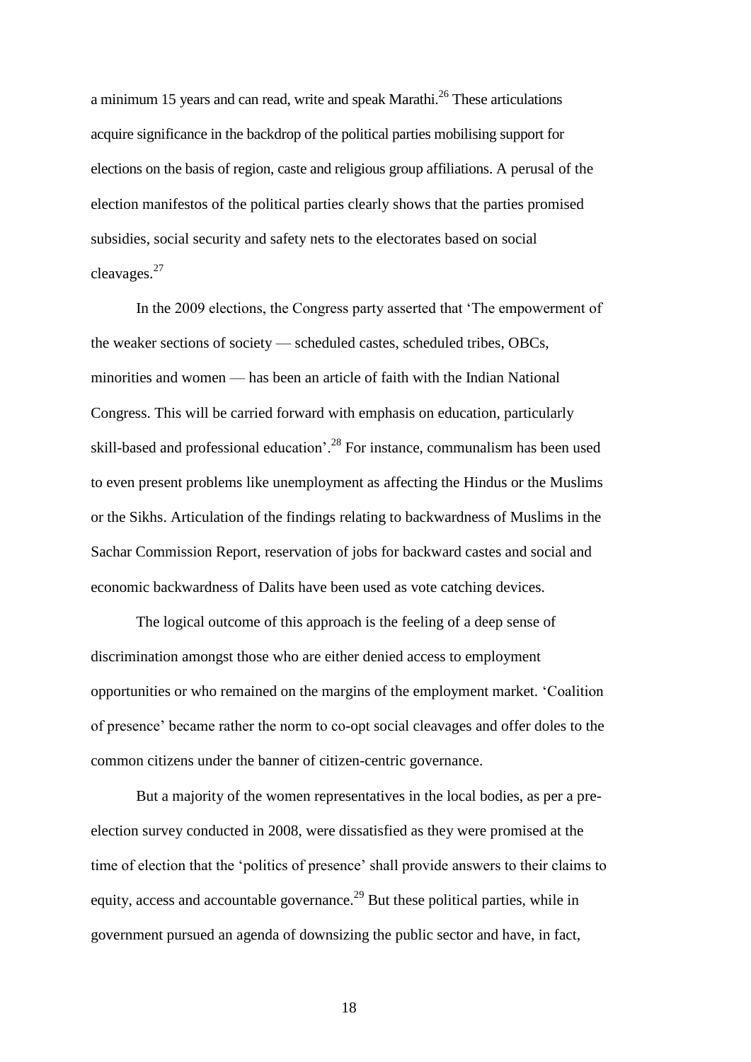a minimum 15 years and can read, write and speak Marathi.[26] These articulations acquire significance in the backdrop of the political parties mobilising support for elections on the basis of region, caste and religious group affiliations. A perusal of the election manifestos of the political parties clearly shows that the parties promised subsidies, social security and safety nets to the electorates based on social cleavages.[27]

In the 2009 elections, the Congress party asserted that 'The empowerment of the weaker sections of society — scheduled castes, scheduled tribes, OBCs, minorities and women — has been an article of faith with the Indian National Congress. This will be carried forward with emphasis on education, particularly skill-based and professional education'.[28] For instance, communalism has been used to even present problems like unemployment as affecting the Hindus or the Muslims or the Sikhs. Articulation of the findings relating to backwardness of Muslims in the Sachar Commission Report, reservation of jobs for backward castes and social and economic backwardness of Dalits have been used as vote catching devices.

The logical outcome of this approach is the feeling of a deep sense of discrimination amongst those who are either denied access to employment opportunities or who remained on the margins of the employment market. 'Coalition of presence' became rather the norm to co-opt social cleavages and offer doles to the common citizens under the banner of citizen-centric governance.

But a majority of the women representatives in the local bodies, as per a pre-election survey conducted in 2008, were dissatisfied as they were promised at the time of election that the 'politics of presence' shall provide answers to their claims to equity, access and accountable governance.[29] But these political parties, while in government pursued an agenda of downsizing the public sector and have, in fact,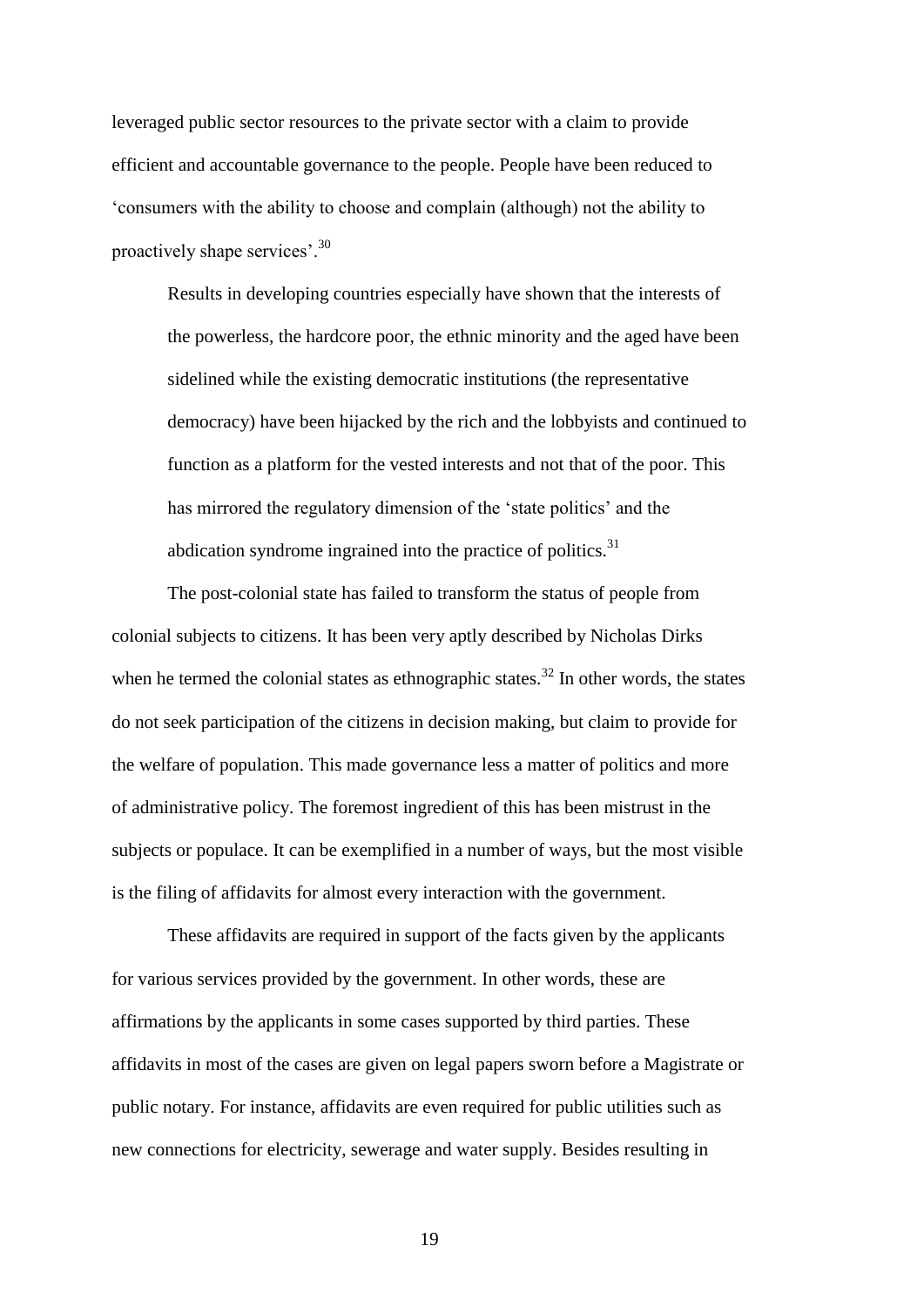leveraged public sector resources to the private sector with a claim to provide efficient and accountable governance to the people. People have been reduced to 'consumers with the ability to choose and complain (although) not the ability to proactively shape services'.[30]

> Results in developing countries especially have shown that the interests of the powerless, the hardcore poor, the ethnic minority and the aged have been sidelined while the existing democratic institutions (the representative democracy) have been hijacked by the rich and the lobbyists and continued to function as a platform for the vested interests and not that of the poor. This has mirrored the regulatory dimension of the 'state politics' and the abdication syndrome ingrained into the practice of politics.[31]

The post-colonial state has failed to transform the status of people from colonial subjects to citizens. It has been very aptly described by Nicholas Dirks when he termed the colonial states as ethnographic states.[32] In other words, the states do not seek participation of the citizens in decision making, but claim to provide for the welfare of population. This made governance less a matter of politics and more of administrative policy. The foremost ingredient of this has been mistrust in the subjects or populace. It can be exemplified in a number of ways, but the most visible is the filing of affidavits for almost every interaction with the government.

These affidavits are required in support of the facts given by the applicants for various services provided by the government. In other words, these are affirmations by the applicants in some cases supported by third parties. These affidavits in most of the cases are given on legal papers sworn before a Magistrate or public notary. For instance, affidavits are even required for public utilities such as new connections for electricity, sewerage and water supply. Besides resulting in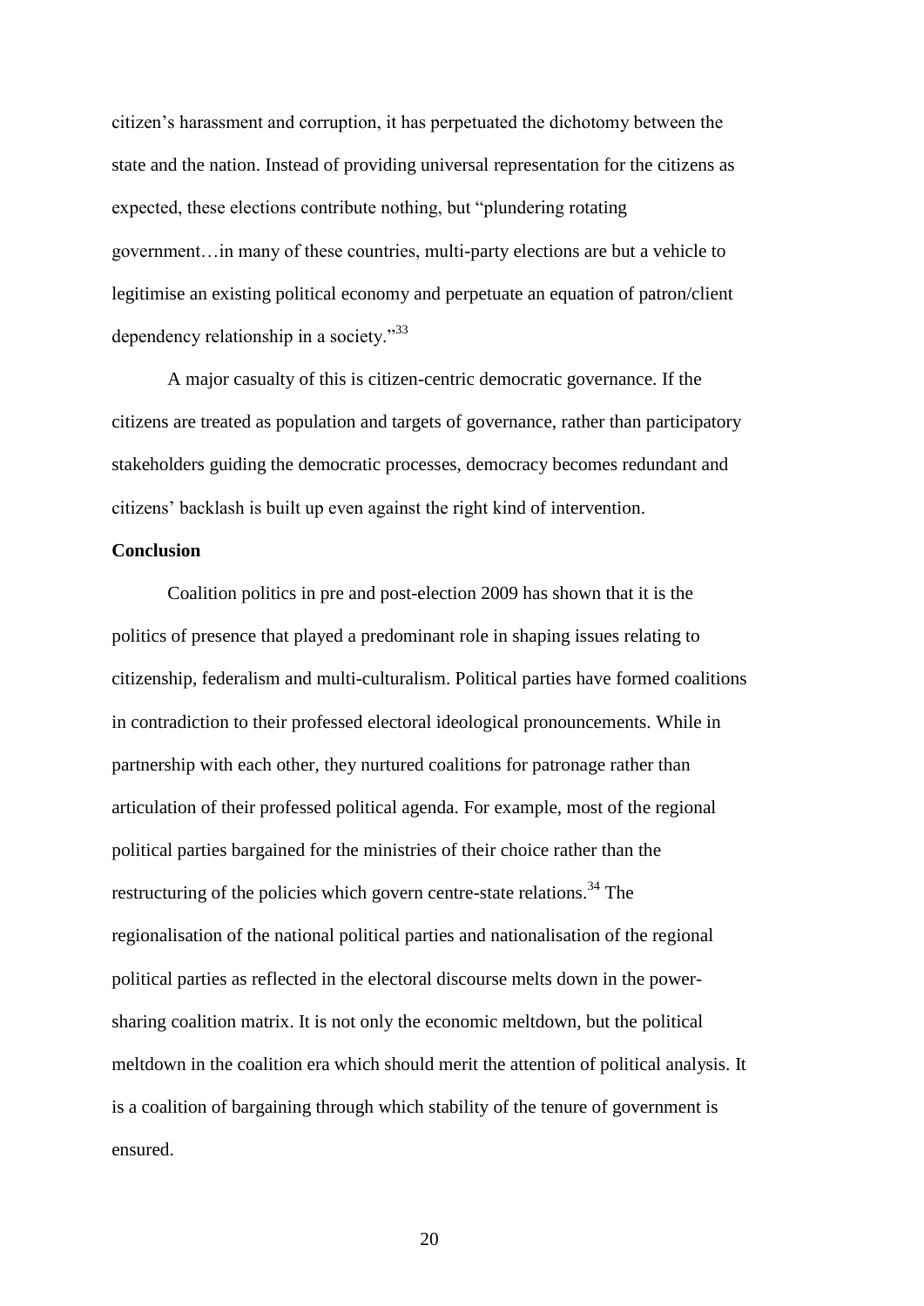citizen's harassment and corruption, it has perpetuated the dichotomy between the state and the nation. Instead of providing universal representation for the citizens as expected, these elections contribute nothing, but "plundering rotating government…in many of these countries, multi-party elections are but a vehicle to legitimise an existing political economy and perpetuate an equation of patron/client dependency relationship in a society."[33]

A major casualty of this is citizen-centric democratic governance. If the citizens are treated as population and targets of governance, rather than participatory stakeholders guiding the democratic processes, democracy becomes redundant and citizens' backlash is built up even against the right kind of intervention.

**Conclusion**

Coalition politics in pre and post-election 2009 has shown that it is the politics of presence that played a predominant role in shaping issues relating to citizenship, federalism and multi-culturalism. Political parties have formed coalitions in contradiction to their professed electoral ideological pronouncements. While in partnership with each other, they nurtured coalitions for patronage rather than articulation of their professed political agenda. For example, most of the regional political parties bargained for the ministries of their choice rather than the restructuring of the policies which govern centre-state relations.[34] The regionalisation of the national political parties and nationalisation of the regional political parties as reflected in the electoral discourse melts down in the power-sharing coalition matrix. It is not only the economic meltdown, but the political meltdown in the coalition era which should merit the attention of political analysis. It is a coalition of bargaining through which stability of the tenure of government is ensured.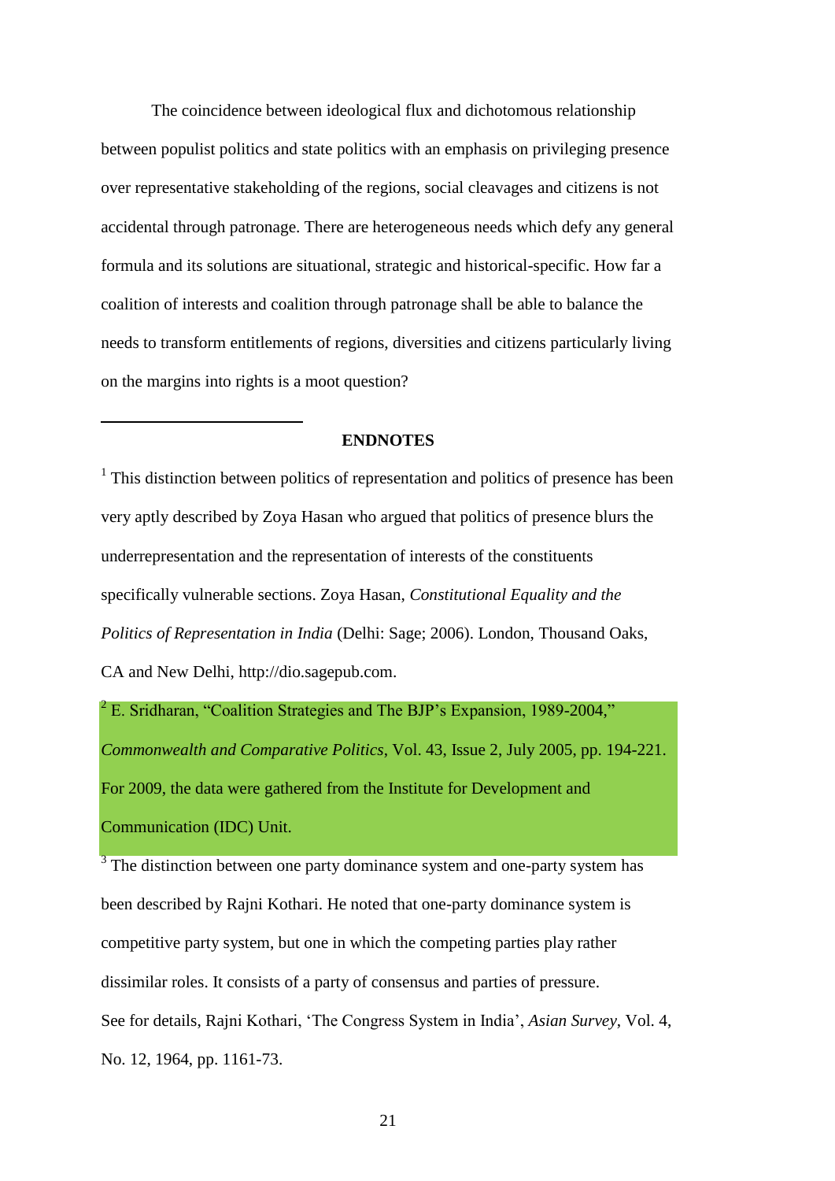The coincidence between ideological flux and dichotomous relationship between populist politics and state politics with an emphasis on privileging presence over representative stakeholding of the regions, social cleavages and citizens is not accidental through patronage. There are heterogeneous needs which defy any general formula and its solutions are situational, strategic and historical-specific. How far a coalition of interests and coalition through patronage shall be able to balance the needs to transform entitlements of regions, diversities and citizens particularly living on the margins into rights is a moot question?

---

**ENDNOTES**

[1] This distinction between politics of representation and politics of presence has been very aptly described by Zoya Hasan who argued that politics of presence blurs the underrepresentation and the representation of interests of the constituents specifically vulnerable sections. Zoya Hasan, *Constitutional Equality and the Politics of Representation in India* (Delhi: Sage; 2006). London, Thousand Oaks, CA and New Delhi, http://dio.sagepub.com.

[2] E. Sridharan, "Coalition Strategies and The BJP's Expansion, 1989-2004," *Commonwealth and Comparative Politics*, Vol. 43, Issue 2, July 2005, pp. 194-221. For 2009, the data were gathered from the Institute for Development and Communication (IDC) Unit.

[3] The distinction between one party dominance system and one-party system has been described by Rajni Kothari. He noted that one-party dominance system is competitive party system, but one in which the competing parties play rather dissimilar roles. It consists of a party of consensus and parties of pressure. See for details, Rajni Kothari, 'The Congress System in India', *Asian Survey*, Vol. 4, No. 12, 1964, pp. 1161-73.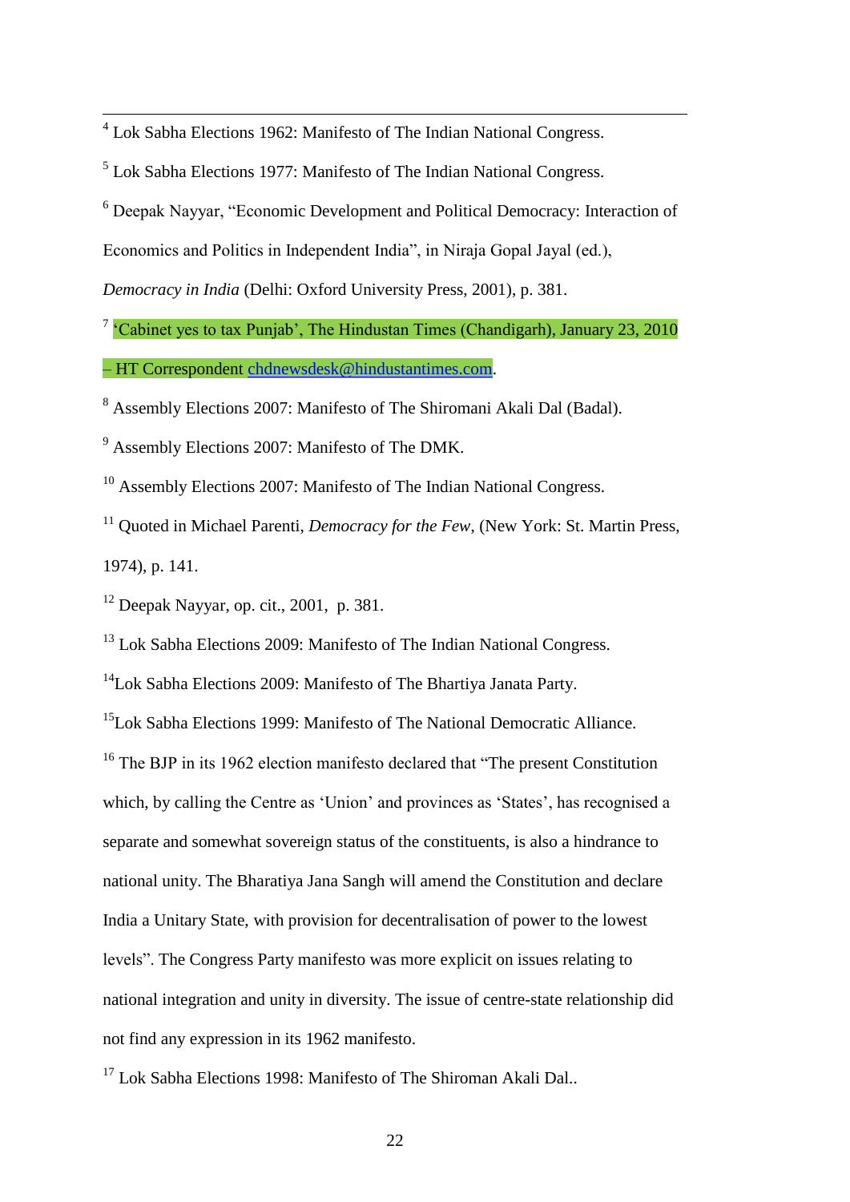[4] Lok Sabha Elections 1962: Manifesto of The Indian National Congress.

[5] Lok Sabha Elections 1977: Manifesto of The Indian National Congress.

[6] Deepak Nayyar, "Economic Development and Political Democracy: Interaction of Economics and Politics in Independent India", in Niraja Gopal Jayal (ed.), *Democracy in India* (Delhi: Oxford University Press, 2001), p. 381.

[7] 'Cabinet yes to tax Punjab', The Hindustan Times (Chandigarh), January 23, 2010 – HT Correspondent chdnewsdesk@hindustantimes.com.

[8] Assembly Elections 2007: Manifesto of The Shiromani Akali Dal (Badal).

[9] Assembly Elections 2007: Manifesto of The DMK.

[10] Assembly Elections 2007: Manifesto of The Indian National Congress.

[11] Quoted in Michael Parenti, *Democracy for the Few*, (New York: St. Martin Press, 1974), p. 141.

[12] Deepak Nayyar, op. cit., 2001, p. 381.

[13] Lok Sabha Elections 2009: Manifesto of The Indian National Congress.

[14] Lok Sabha Elections 2009: Manifesto of The Bhartiya Janata Party.

[15] Lok Sabha Elections 1999: Manifesto of The National Democratic Alliance.

[16] The BJP in its 1962 election manifesto declared that "The present Constitution which, by calling the Centre as 'Union' and provinces as 'States', has recognised a separate and somewhat sovereign status of the constituents, is also a hindrance to national unity. The Bharatiya Jana Sangh will amend the Constitution and declare India a Unitary State, with provision for decentralisation of power to the lowest levels". The Congress Party manifesto was more explicit on issues relating to national integration and unity in diversity. The issue of centre-state relationship did not find any expression in its 1962 manifesto.

[17] Lok Sabha Elections 1998: Manifesto of The Shiroman Akali Dal..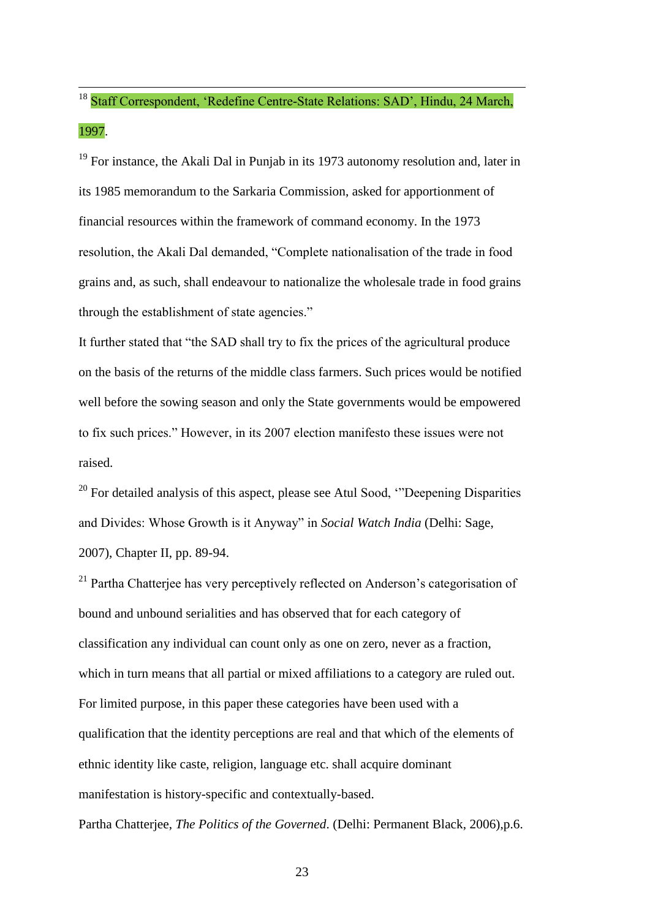[18] Staff Correspondent, 'Redefine Centre-State Relations: SAD', Hindu, 24 March, 1997.

[19] For instance, the Akali Dal in Punjab in its 1973 autonomy resolution and, later in its 1985 memorandum to the Sarkaria Commission, asked for apportionment of financial resources within the framework of command economy. In the 1973 resolution, the Akali Dal demanded, "Complete nationalisation of the trade in food grains and, as such, shall endeavour to nationalize the wholesale trade in food grains through the establishment of state agencies."

It further stated that "the SAD shall try to fix the prices of the agricultural produce on the basis of the returns of the middle class farmers. Such prices would be notified well before the sowing season and only the State governments would be empowered to fix such prices." However, in its 2007 election manifesto these issues were not raised.

[20] For detailed analysis of this aspect, please see Atul Sood, '"Deepening Disparities and Divides: Whose Growth is it Anyway" in *Social Watch India* (Delhi: Sage, 2007), Chapter II, pp. 89-94.

[21] Partha Chatterjee has very perceptively reflected on Anderson's categorisation of bound and unbound serialities and has observed that for each category of classification any individual can count only as one on zero, never as a fraction, which in turn means that all partial or mixed affiliations to a category are ruled out. For limited purpose, in this paper these categories have been used with a qualification that the identity perceptions are real and that which of the elements of ethnic identity like caste, religion, language etc. shall acquire dominant manifestation is history-specific and contextually-based.

Partha Chatterjee, *The Politics of the Governed*. (Delhi: Permanent Black, 2006),p.6.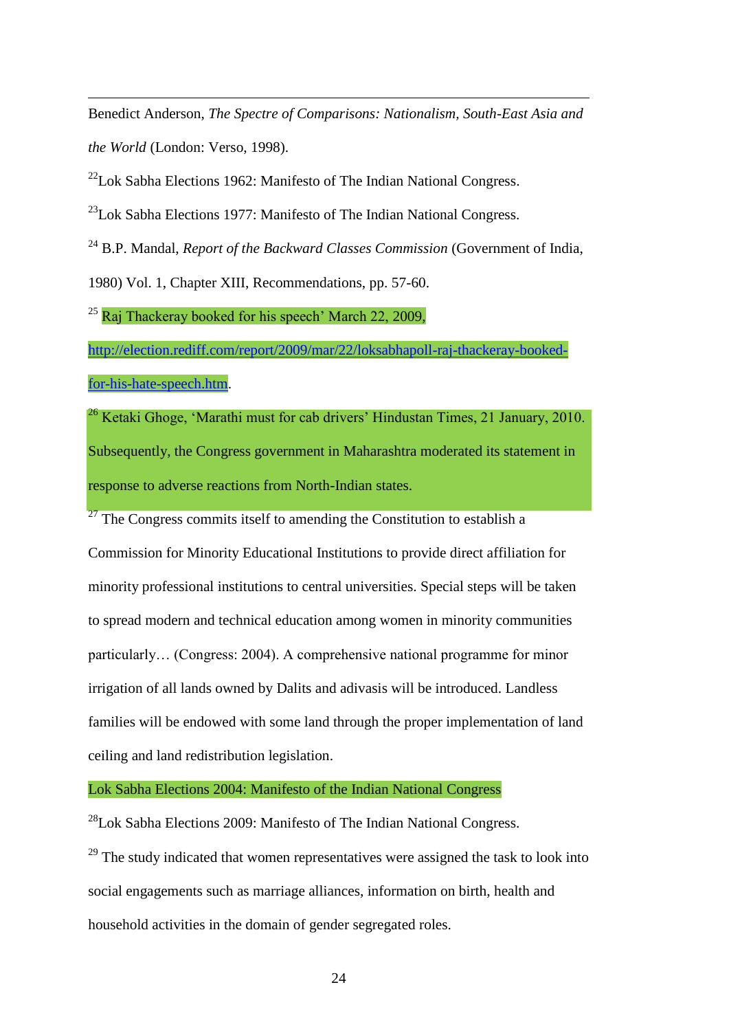Benedict Anderson, *The Spectre of Comparisons: Nationalism, South-East Asia and the World* (London: Verso, 1998).

[22]Lok Sabha Elections 1962: Manifesto of The Indian National Congress.

[23]Lok Sabha Elections 1977: Manifesto of The Indian National Congress.

[24] B.P. Mandal, *Report of the Backward Classes Commission* (Government of India, 1980) Vol. 1, Chapter XIII, Recommendations, pp. 57-60.

[25] Raj Thackeray booked for his speech' March 22, 2009, http://election.rediff.com/report/2009/mar/22/loksabhapoll-raj-thackeray-booked-for-his-hate-speech.htm.

[26] Ketaki Ghoge, 'Marathi must for cab drivers' Hindustan Times, 21 January, 2010. Subsequently, the Congress government in Maharashtra moderated its statement in response to adverse reactions from North-Indian states.

[27] The Congress commits itself to amending the Constitution to establish a Commission for Minority Educational Institutions to provide direct affiliation for minority professional institutions to central universities. Special steps will be taken to spread modern and technical education among women in minority communities particularly… (Congress: 2004). A comprehensive national programme for minor irrigation of all lands owned by Dalits and adivasis will be introduced. Landless families will be endowed with some land through the proper implementation of land ceiling and land redistribution legislation.

Lok Sabha Elections 2004: Manifesto of the Indian National Congress

[28]Lok Sabha Elections 2009: Manifesto of The Indian National Congress.

[29] The study indicated that women representatives were assigned the task to look into social engagements such as marriage alliances, information on birth, health and household activities in the domain of gender segregated roles.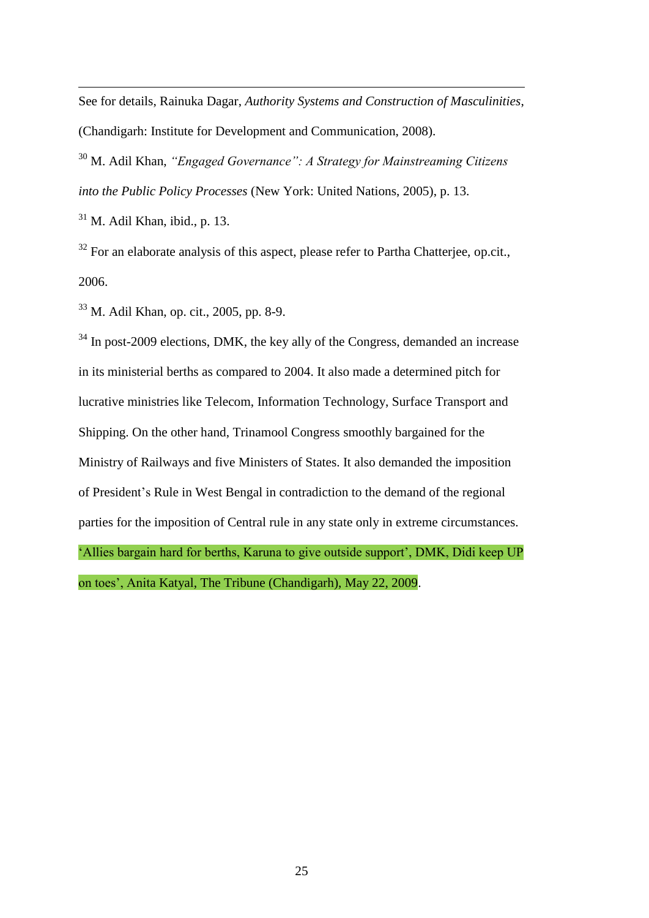See for details, Rainuka Dagar, *Authority Systems and Construction of Masculinities*, (Chandigarh: Institute for Development and Communication, 2008).

[30] M. Adil Khan, *"Engaged Governance": A Strategy for Mainstreaming Citizens into the Public Policy Processes* (New York: United Nations, 2005), p. 13.

[31] M. Adil Khan, ibid., p. 13.

[32] For an elaborate analysis of this aspect, please refer to Partha Chatterjee, op.cit., 2006.

[33] M. Adil Khan, op. cit., 2005, pp. 8-9.

[34] In post-2009 elections, DMK, the key ally of the Congress, demanded an increase in its ministerial berths as compared to 2004. It also made a determined pitch for lucrative ministries like Telecom, Information Technology, Surface Transport and Shipping. On the other hand, Trinamool Congress smoothly bargained for the Ministry of Railways and five Ministers of States. It also demanded the imposition of President's Rule in West Bengal in contradiction to the demand of the regional parties for the imposition of Central rule in any state only in extreme circumstances. 'Allies bargain hard for berths, Karuna to give outside support', DMK, Didi keep UP on toes', Anita Katyal, The Tribune (Chandigarh), May 22, 2009.